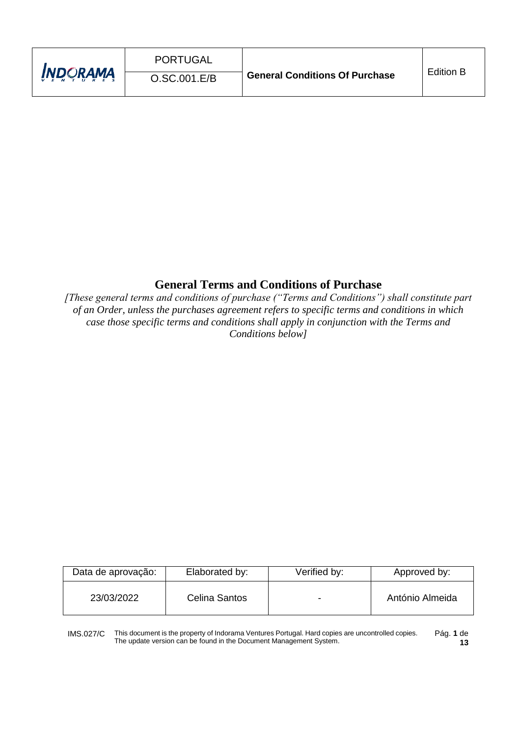# General Terms and Conditions of Purchase

*[These general terms and conditions of purchase ("Terms and Conditions") shall constitute part of an Order, unless the purchases agreement refers to specific terms and conditions in which case those specific terms and conditions shall apply in conjunction with the Terms and Conditions below]*

| Data de aprovação: | Elaborated by: | Verified by: | Approved by: |
|---|---|---|---|
| 23/03/2022 | Celina Santos | - | António Almeida |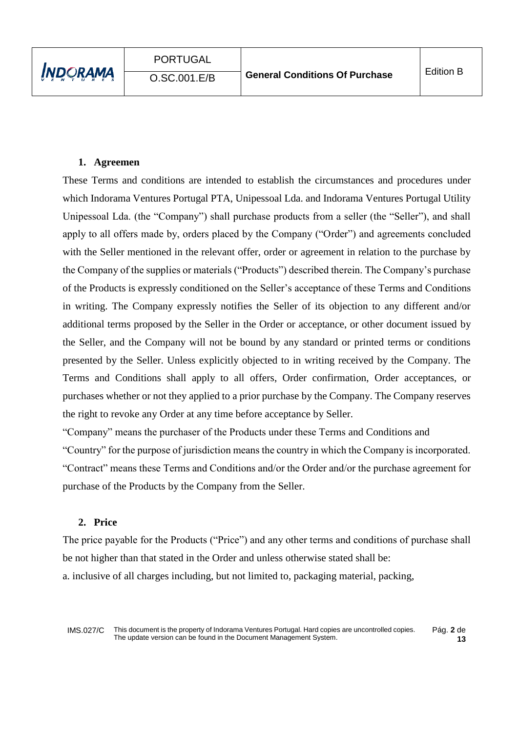## 1. Agreemen

These Terms and conditions are intended to establish the circumstances and procedures under which Indorama Ventures Portugal PTA, Unipessoal Lda. and Indorama Ventures Portugal Utility Unipessoal Lda. (the "Company") shall purchase products from a seller (the "Seller"), and shall apply to all offers made by, orders placed by the Company ("Order") and agreements concluded with the Seller mentioned in the relevant offer, order or agreement in relation to the purchase by the Company of the supplies or materials ("Products") described therein. The Company's purchase of the Products is expressly conditioned on the Seller's acceptance of these Terms and Conditions in writing. The Company expressly notifies the Seller of its objection to any different and/or additional terms proposed by the Seller in the Order or acceptance, or other document issued by the Seller, and the Company will not be bound by any standard or printed terms or conditions presented by the Seller. Unless explicitly objected to in writing received by the Company. The Terms and Conditions shall apply to all offers, Order confirmation, Order acceptances, or purchases whether or not they applied to a prior purchase by the Company. The Company reserves the right to revoke any Order at any time before acceptance by Seller.

"Company" means the purchaser of the Products under these Terms and Conditions and

"Country" for the purpose of jurisdiction means the country in which the Company is incorporated.

"Contract" means these Terms and Conditions and/or the Order and/or the purchase agreement for purchase of the Products by the Company from the Seller.

## 2. Price

The price payable for the Products ("Price") and any other terms and conditions of purchase shall be not higher than that stated in the Order and unless otherwise stated shall be:

a. inclusive of all charges including, but not limited to, packaging material, packing,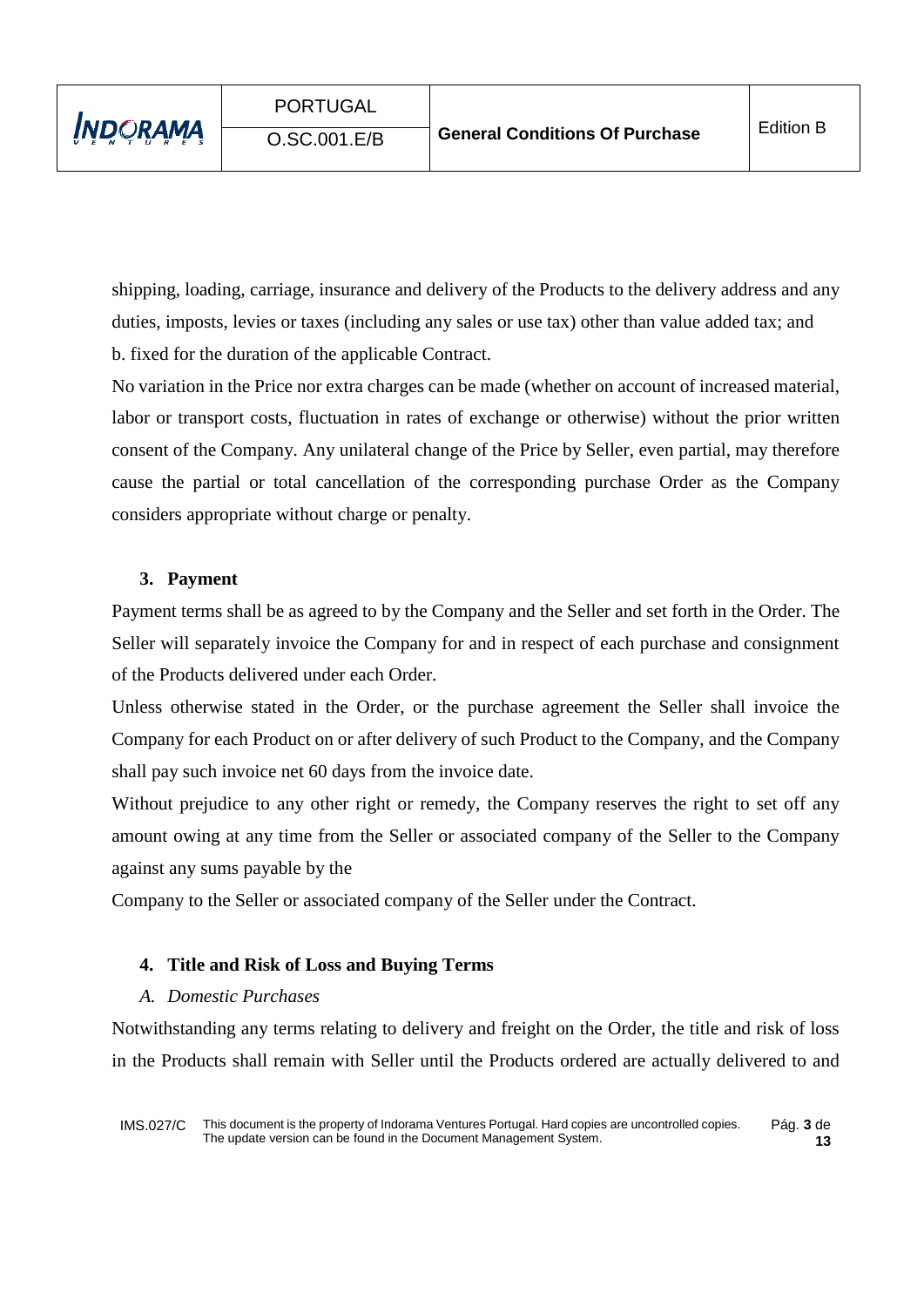shipping, loading, carriage, insurance and delivery of the Products to the delivery address and any duties, imposts, levies or taxes (including any sales or use tax) other than value added tax; and

b. fixed for the duration of the applicable Contract.

No variation in the Price nor extra charges can be made (whether on account of increased material, labor or transport costs, fluctuation in rates of exchange or otherwise) without the prior written consent of the Company. Any unilateral change of the Price by Seller, even partial, may therefore cause the partial or total cancellation of the corresponding purchase Order as the Company considers appropriate without charge or penalty.

### 3. Payment

Payment terms shall be as agreed to by the Company and the Seller and set forth in the Order. The Seller will separately invoice the Company for and in respect of each purchase and consignment of the Products delivered under each Order.

Unless otherwise stated in the Order, or the purchase agreement the Seller shall invoice the Company for each Product on or after delivery of such Product to the Company, and the Company shall pay such invoice net 60 days from the invoice date.

Without prejudice to any other right or remedy, the Company reserves the right to set off any amount owing at any time from the Seller or associated company of the Seller to the Company against any sums payable by the Company to the Seller or associated company of the Seller under the Contract.

### 4. Title and Risk of Loss and Buying Terms

*A. Domestic Purchases*

Notwithstanding any terms relating to delivery and freight on the Order, the title and risk of loss in the Products shall remain with Seller until the Products ordered are actually delivered to and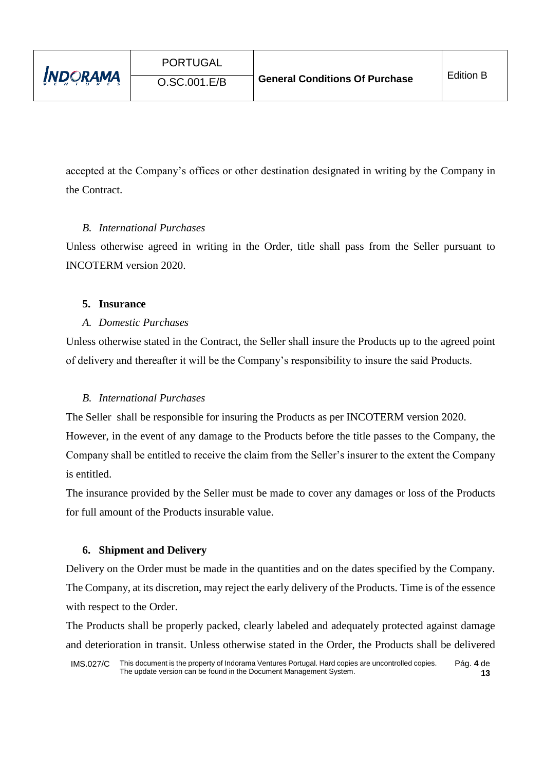accepted at the Company's offices or other destination designated in writing by the Company in the Contract.

*B. International Purchases*

Unless otherwise agreed in writing in the Order, title shall pass from the Seller pursuant to INCOTERM version 2020.

## 5. Insurance

*A. Domestic Purchases*

Unless otherwise stated in the Contract, the Seller shall insure the Products up to the agreed point of delivery and thereafter it will be the Company's responsibility to insure the said Products.

*B. International Purchases*

The Seller shall be responsible for insuring the Products as per INCOTERM version 2020.

However, in the event of any damage to the Products before the title passes to the Company, the Company shall be entitled to receive the claim from the Seller's insurer to the extent the Company is entitled.

The insurance provided by the Seller must be made to cover any damages or loss of the Products for full amount of the Products insurable value.

## 6. Shipment and Delivery

Delivery on the Order must be made in the quantities and on the dates specified by the Company. The Company, at its discretion, may reject the early delivery of the Products. Time is of the essence with respect to the Order.

The Products shall be properly packed, clearly labeled and adequately protected against damage and deterioration in transit. Unless otherwise stated in the Order, the Products shall be delivered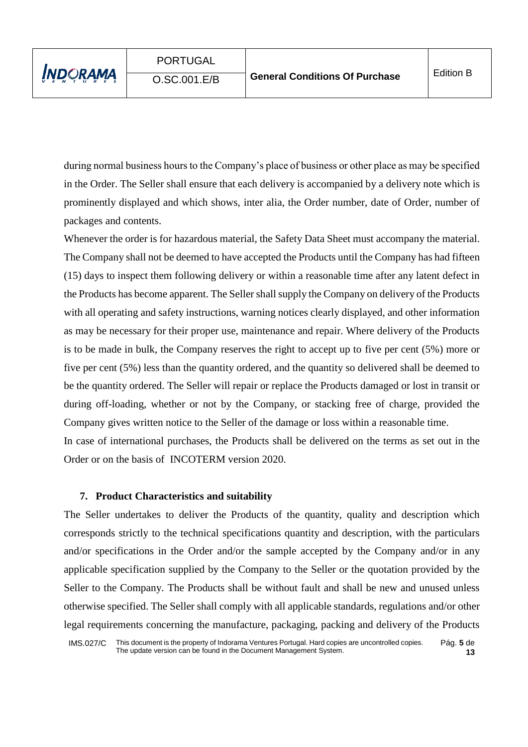during normal business hours to the Company's place of business or other place as may be specified in the Order. The Seller shall ensure that each delivery is accompanied by a delivery note which is prominently displayed and which shows, inter alia, the Order number, date of Order, number of packages and contents.

Whenever the order is for hazardous material, the Safety Data Sheet must accompany the material. The Company shall not be deemed to have accepted the Products until the Company has had fifteen (15) days to inspect them following delivery or within a reasonable time after any latent defect in the Products has become apparent. The Seller shall supply the Company on delivery of the Products with all operating and safety instructions, warning notices clearly displayed, and other information as may be necessary for their proper use, maintenance and repair. Where delivery of the Products is to be made in bulk, the Company reserves the right to accept up to five per cent (5%) more or five per cent (5%) less than the quantity ordered, and the quantity so delivered shall be deemed to be the quantity ordered. The Seller will repair or replace the Products damaged or lost in transit or during off-loading, whether or not by the Company, or stacking free of charge, provided the Company gives written notice to the Seller of the damage or loss within a reasonable time.

In case of international purchases, the Products shall be delivered on the terms as set out in the Order or on the basis of INCOTERM version 2020.

## 7. Product Characteristics and suitability

The Seller undertakes to deliver the Products of the quantity, quality and description which corresponds strictly to the technical specifications quantity and description, with the particulars and/or specifications in the Order and/or the sample accepted by the Company and/or in any applicable specification supplied by the Company to the Seller or the quotation provided by the Seller to the Company. The Products shall be without fault and shall be new and unused unless otherwise specified. The Seller shall comply with all applicable standards, regulations and/or other legal requirements concerning the manufacture, packaging, packing and delivery of the Products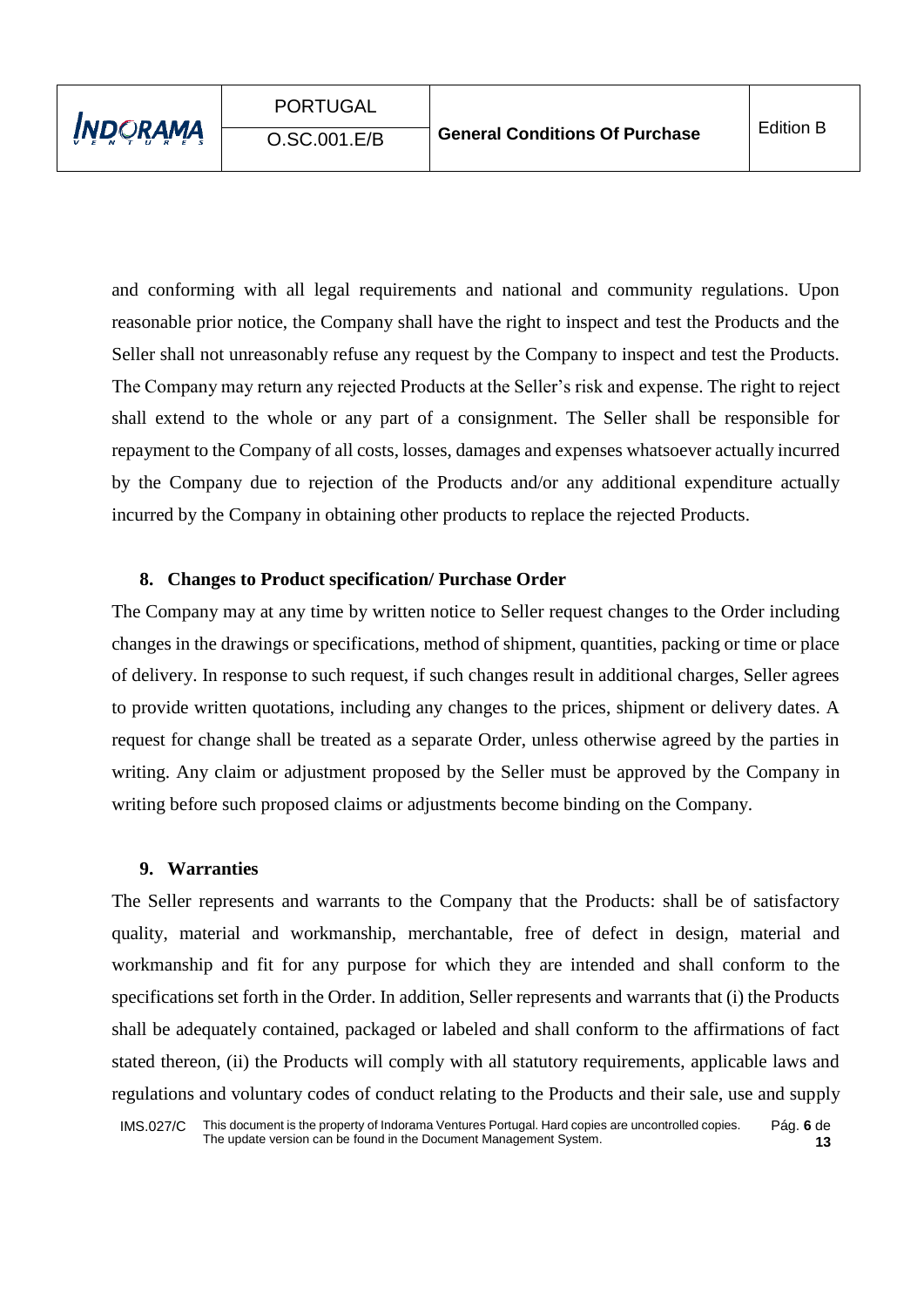and conforming with all legal requirements and national and community regulations. Upon reasonable prior notice, the Company shall have the right to inspect and test the Products and the Seller shall not unreasonably refuse any request by the Company to inspect and test the Products. The Company may return any rejected Products at the Seller's risk and expense. The right to reject shall extend to the whole or any part of a consignment. The Seller shall be responsible for repayment to the Company of all costs, losses, damages and expenses whatsoever actually incurred by the Company due to rejection of the Products and/or any additional expenditure actually incurred by the Company in obtaining other products to replace the rejected Products.

## 8. Changes to Product specification/ Purchase Order

The Company may at any time by written notice to Seller request changes to the Order including changes in the drawings or specifications, method of shipment, quantities, packing or time or place of delivery. In response to such request, if such changes result in additional charges, Seller agrees to provide written quotations, including any changes to the prices, shipment or delivery dates. A request for change shall be treated as a separate Order, unless otherwise agreed by the parties in writing. Any claim or adjustment proposed by the Seller must be approved by the Company in writing before such proposed claims or adjustments become binding on the Company.

## 9. Warranties

The Seller represents and warrants to the Company that the Products: shall be of satisfactory quality, material and workmanship, merchantable, free of defect in design, material and workmanship and fit for any purpose for which they are intended and shall conform to the specifications set forth in the Order. In addition, Seller represents and warrants that (i) the Products shall be adequately contained, packaged or labeled and shall conform to the affirmations of fact stated thereon, (ii) the Products will comply with all statutory requirements, applicable laws and regulations and voluntary codes of conduct relating to the Products and their sale, use and supply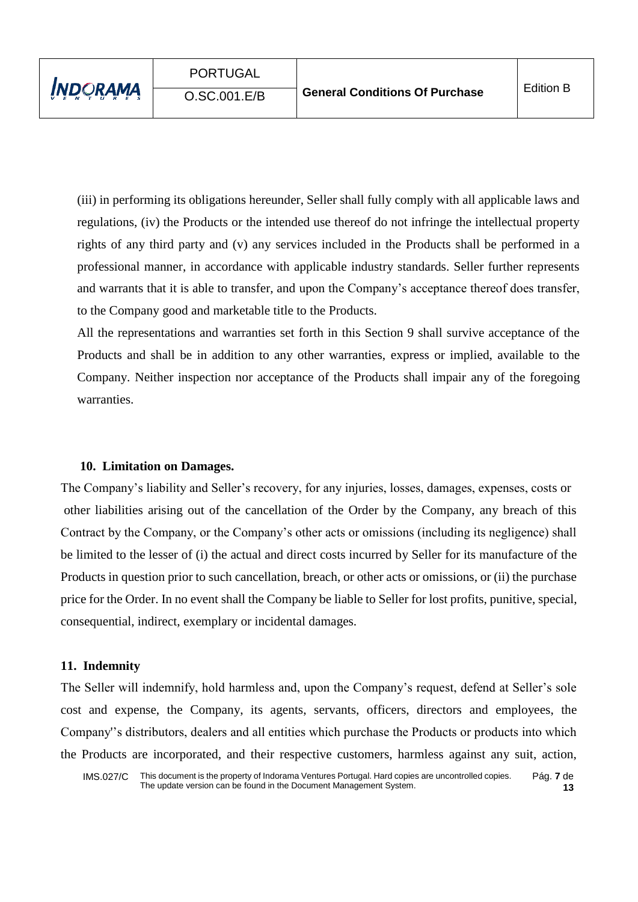(iii) in performing its obligations hereunder, Seller shall fully comply with all applicable laws and regulations, (iv) the Products or the intended use thereof do not infringe the intellectual property rights of any third party and (v) any services included in the Products shall be performed in a professional manner, in accordance with applicable industry standards. Seller further represents and warrants that it is able to transfer, and upon the Company's acceptance thereof does transfer, to the Company good and marketable title to the Products.

All the representations and warranties set forth in this Section 9 shall survive acceptance of the Products and shall be in addition to any other warranties, express or implied, available to the Company. Neither inspection nor acceptance of the Products shall impair any of the foregoing warranties.

## 10. Limitation on Damages.

The Company's liability and Seller's recovery, for any injuries, losses, damages, expenses, costs or other liabilities arising out of the cancellation of the Order by the Company, any breach of this Contract by the Company, or the Company's other acts or omissions (including its negligence) shall be limited to the lesser of (i) the actual and direct costs incurred by Seller for its manufacture of the Products in question prior to such cancellation, breach, or other acts or omissions, or (ii) the purchase price for the Order. In no event shall the Company be liable to Seller for lost profits, punitive, special, consequential, indirect, exemplary or incidental damages.

## 11. Indemnity

The Seller will indemnify, hold harmless and, upon the Company's request, defend at Seller's sole cost and expense, the Company, its agents, servants, officers, directors and employees, the Company''s distributors, dealers and all entities which purchase the Products or products into which the Products are incorporated, and their respective customers, harmless against any suit, action,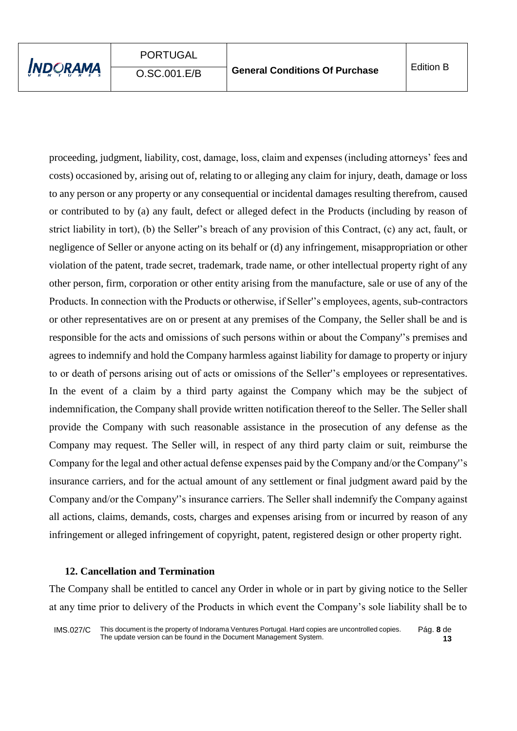proceeding, judgment, liability, cost, damage, loss, claim and expenses (including attorneys' fees and costs) occasioned by, arising out of, relating to or alleging any claim for injury, death, damage or loss to any person or any property or any consequential or incidental damages resulting therefrom, caused or contributed to by (a) any fault, defect or alleged defect in the Products (including by reason of strict liability in tort), (b) the Seller''s breach of any provision of this Contract, (c) any act, fault, or negligence of Seller or anyone acting on its behalf or (d) any infringement, misappropriation or other violation of the patent, trade secret, trademark, trade name, or other intellectual property right of any other person, firm, corporation or other entity arising from the manufacture, sale or use of any of the Products. In connection with the Products or otherwise, if Seller''s employees, agents, sub-contractors or other representatives are on or present at any premises of the Company, the Seller shall be and is responsible for the acts and omissions of such persons within or about the Company''s premises and agrees to indemnify and hold the Company harmless against liability for damage to property or injury to or death of persons arising out of acts or omissions of the Seller''s employees or representatives. In the event of a claim by a third party against the Company which may be the subject of indemnification, the Company shall provide written notification thereof to the Seller. The Seller shall provide the Company with such reasonable assistance in the prosecution of any defense as the Company may request. The Seller will, in respect of any third party claim or suit, reimburse the Company for the legal and other actual defense expenses paid by the Company and/or the Company''s insurance carriers, and for the actual amount of any settlement or final judgment award paid by the Company and/or the Company''s insurance carriers. The Seller shall indemnify the Company against all actions, claims, demands, costs, charges and expenses arising from or incurred by reason of any infringement or alleged infringement of copyright, patent, registered design or other property right.

## 12. Cancellation and Termination

The Company shall be entitled to cancel any Order in whole or in part by giving notice to the Seller at any time prior to delivery of the Products in which event the Company's sole liability shall be to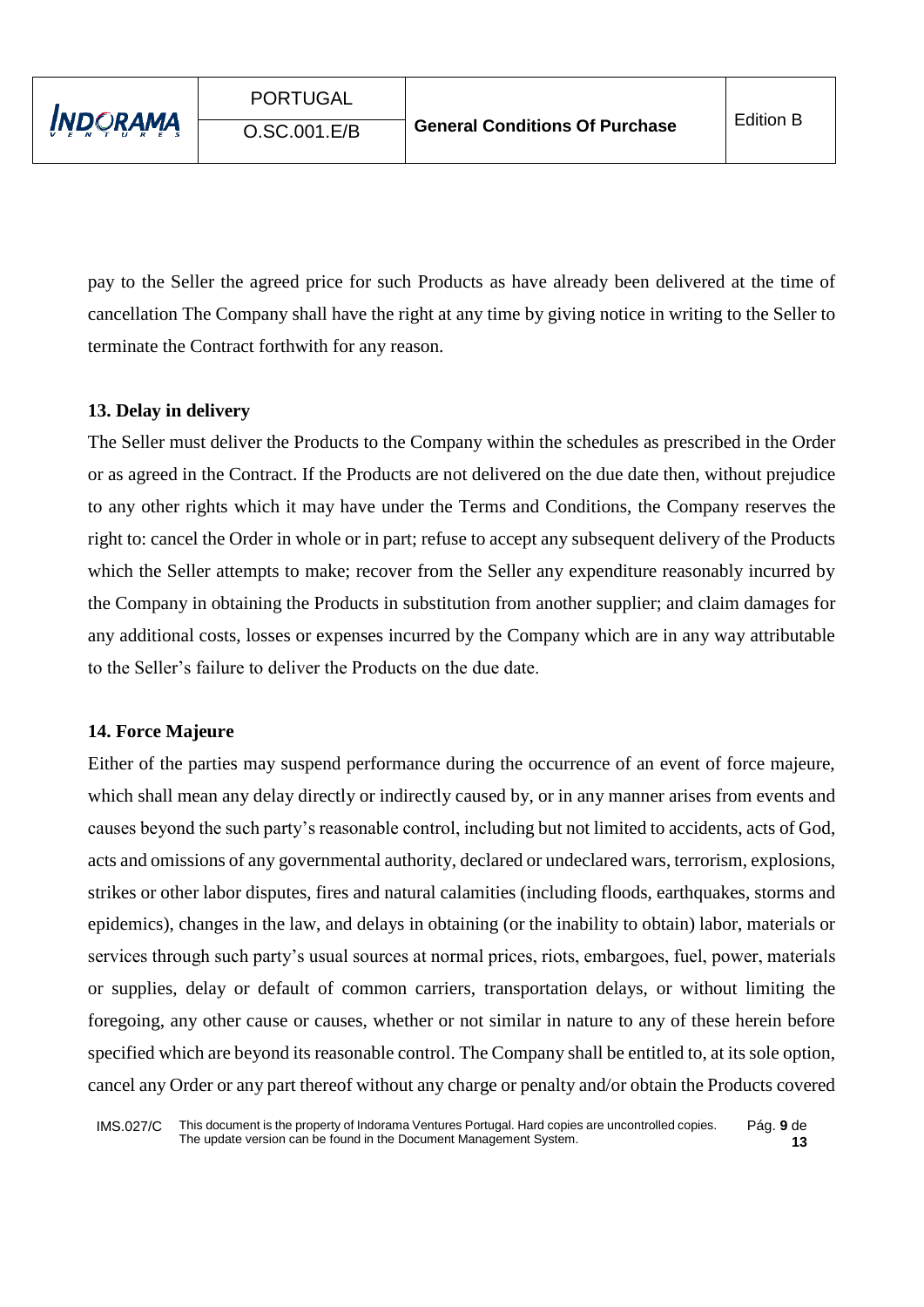pay to the Seller the agreed price for such Products as have already been delivered at the time of cancellation The Company shall have the right at any time by giving notice in writing to the Seller to terminate the Contract forthwith for any reason.

**13. Delay in delivery**

The Seller must deliver the Products to the Company within the schedules as prescribed in the Order or as agreed in the Contract. If the Products are not delivered on the due date then, without prejudice to any other rights which it may have under the Terms and Conditions, the Company reserves the right to: cancel the Order in whole or in part; refuse to accept any subsequent delivery of the Products which the Seller attempts to make; recover from the Seller any expenditure reasonably incurred by the Company in obtaining the Products in substitution from another supplier; and claim damages for any additional costs, losses or expenses incurred by the Company which are in any way attributable to the Seller's failure to deliver the Products on the due date.

**14. Force Majeure**

Either of the parties may suspend performance during the occurrence of an event of force majeure, which shall mean any delay directly or indirectly caused by, or in any manner arises from events and causes beyond the such party's reasonable control, including but not limited to accidents, acts of God, acts and omissions of any governmental authority, declared or undeclared wars, terrorism, explosions, strikes or other labor disputes, fires and natural calamities (including floods, earthquakes, storms and epidemics), changes in the law, and delays in obtaining (or the inability to obtain) labor, materials or services through such party's usual sources at normal prices, riots, embargoes, fuel, power, materials or supplies, delay or default of common carriers, transportation delays, or without limiting the foregoing, any other cause or causes, whether or not similar in nature to any of these herein before specified which are beyond its reasonable control. The Company shall be entitled to, at its sole option, cancel any Order or any part thereof without any charge or penalty and/or obtain the Products covered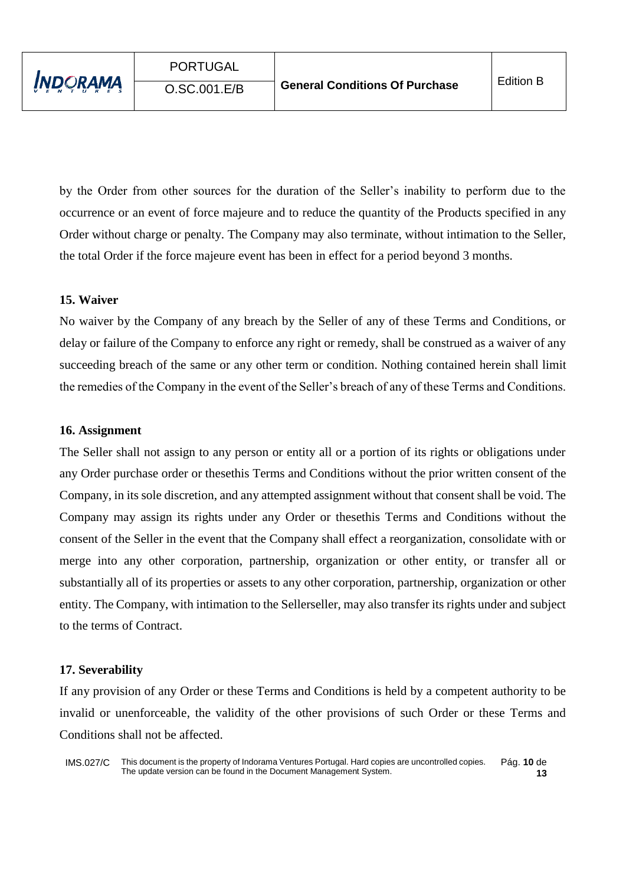by the Order from other sources for the duration of the Seller's inability to perform due to the occurrence or an event of force majeure and to reduce the quantity of the Products specified in any Order without charge or penalty. The Company may also terminate, without intimation to the Seller, the total Order if the force majeure event has been in effect for a period beyond 3 months.

**15. Waiver**

No waiver by the Company of any breach by the Seller of any of these Terms and Conditions, or delay or failure of the Company to enforce any right or remedy, shall be construed as a waiver of any succeeding breach of the same or any other term or condition. Nothing contained herein shall limit the remedies of the Company in the event of the Seller's breach of any of these Terms and Conditions.

**16. Assignment**

The Seller shall not assign to any person or entity all or a portion of its rights or obligations under any Order purchase order or thesethis Terms and Conditions without the prior written consent of the Company, in its sole discretion, and any attempted assignment without that consent shall be void. The Company may assign its rights under any Order or thesethis Terms and Conditions without the consent of the Seller in the event that the Company shall effect a reorganization, consolidate with or merge into any other corporation, partnership, organization or other entity, or transfer all or substantially all of its properties or assets to any other corporation, partnership, organization or other entity. The Company, with intimation to the Sellerseller, may also transfer its rights under and subject to the terms of Contract.

**17. Severability**

If any provision of any Order or these Terms and Conditions is held by a competent authority to be invalid or unenforceable, the validity of the other provisions of such Order or these Terms and Conditions shall not be affected.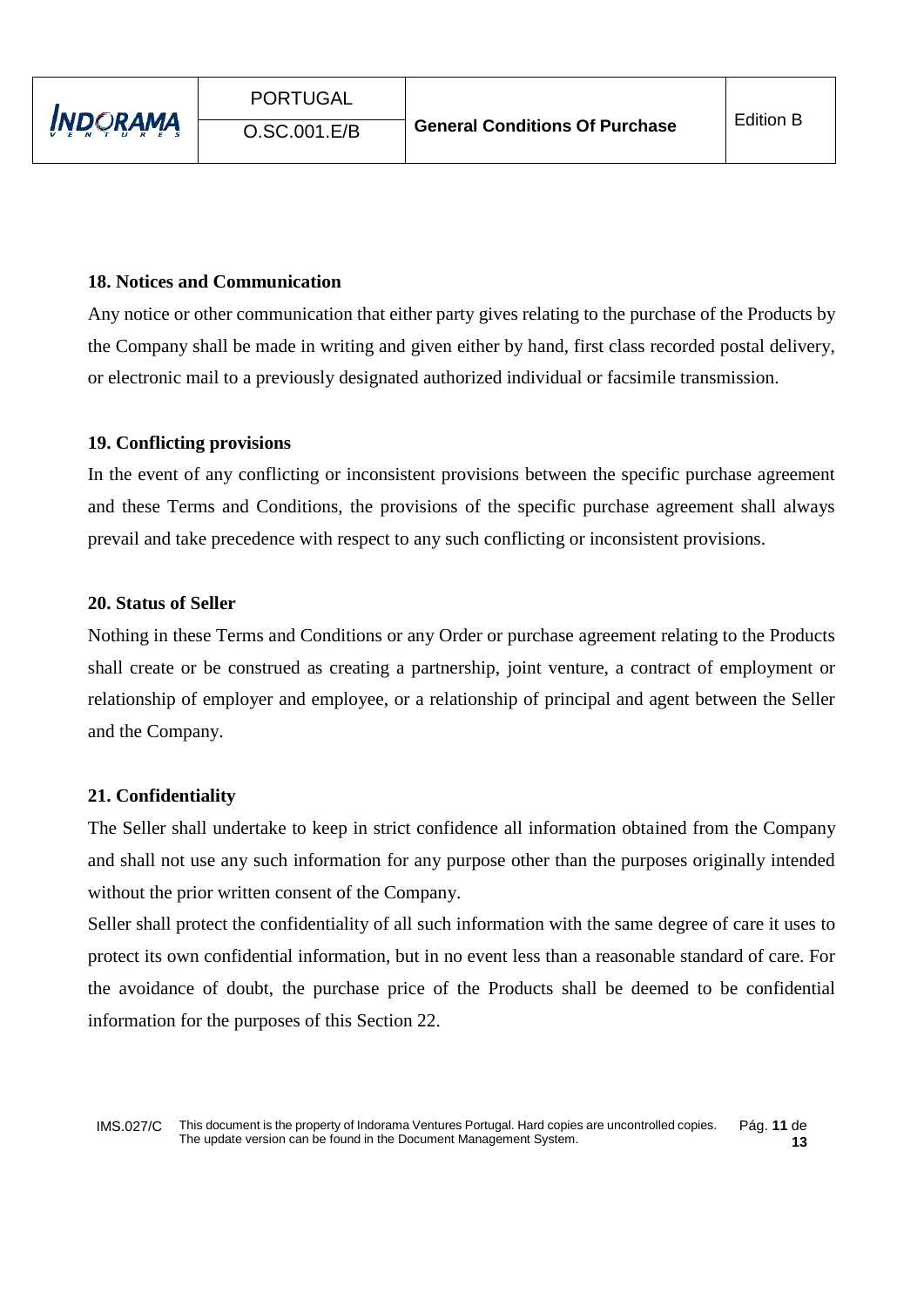## 18. Notices and Communication

Any notice or other communication that either party gives relating to the purchase of the Products by the Company shall be made in writing and given either by hand, first class recorded postal delivery, or electronic mail to a previously designated authorized individual or facsimile transmission.

## 19. Conflicting provisions

In the event of any conflicting or inconsistent provisions between the specific purchase agreement and these Terms and Conditions, the provisions of the specific purchase agreement shall always prevail and take precedence with respect to any such conflicting or inconsistent provisions.

## 20. Status of Seller

Nothing in these Terms and Conditions or any Order or purchase agreement relating to the Products shall create or be construed as creating a partnership, joint venture, a contract of employment or relationship of employer and employee, or a relationship of principal and agent between the Seller and the Company.

## 21. Confidentiality

The Seller shall undertake to keep in strict confidence all information obtained from the Company and shall not use any such information for any purpose other than the purposes originally intended without the prior written consent of the Company.

Seller shall protect the confidentiality of all such information with the same degree of care it uses to protect its own confidential information, but in no event less than a reasonable standard of care. For the avoidance of doubt, the purchase price of the Products shall be deemed to be confidential information for the purposes of this Section 22.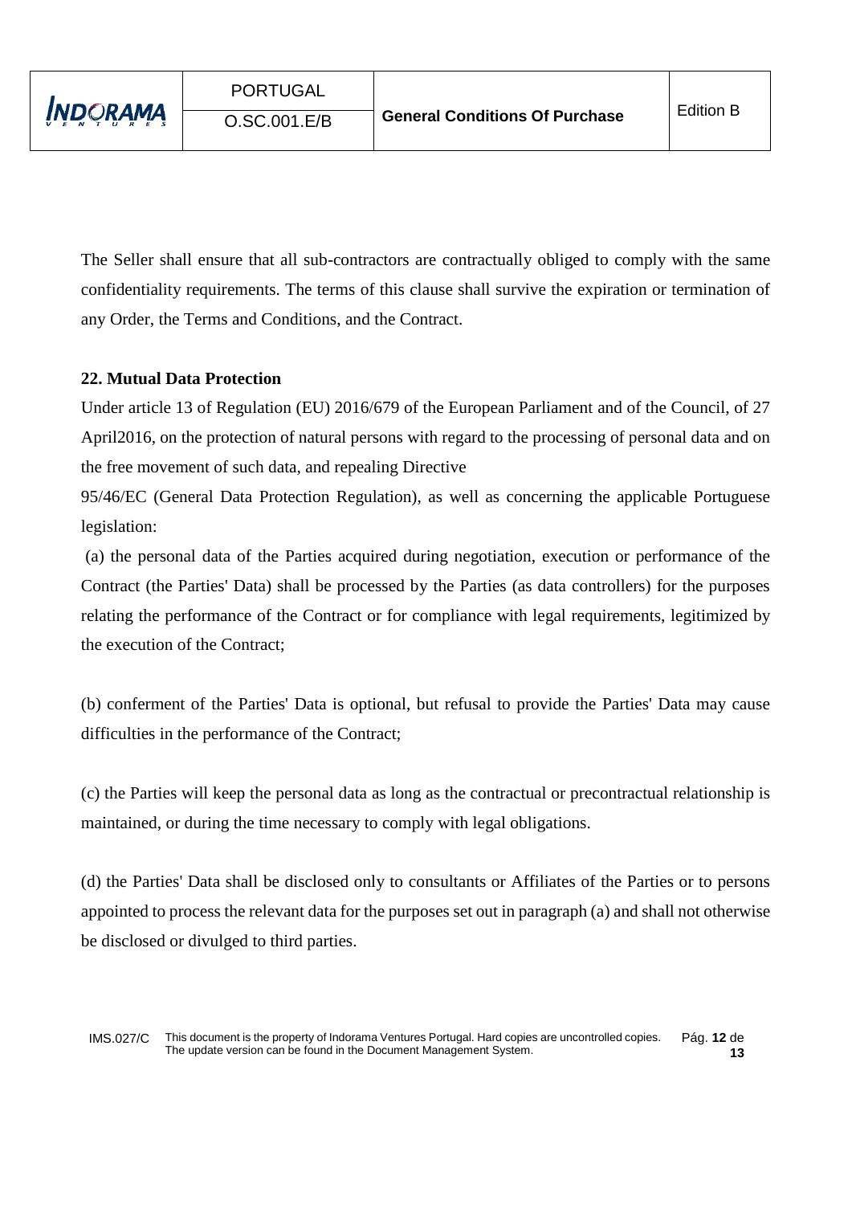The Seller shall ensure that all sub-contractors are contractually obliged to comply with the same confidentiality requirements. The terms of this clause shall survive the expiration or termination of any Order, the Terms and Conditions, and the Contract.

**22. Mutual Data Protection**

Under article 13 of Regulation (EU) 2016/679 of the European Parliament and of the Council, of 27 April2016, on the protection of natural persons with regard to the processing of personal data and on the free movement of such data, and repealing Directive 95/46/EC (General Data Protection Regulation), as well as concerning the applicable Portuguese legislation:

(a) the personal data of the Parties acquired during negotiation, execution or performance of the Contract (the Parties' Data) shall be processed by the Parties (as data controllers) for the purposes relating the performance of the Contract or for compliance with legal requirements, legitimized by the execution of the Contract;

(b) conferment of the Parties' Data is optional, but refusal to provide the Parties' Data may cause difficulties in the performance of the Contract;

(c) the Parties will keep the personal data as long as the contractual or precontractual relationship is maintained, or during the time necessary to comply with legal obligations.

(d) the Parties' Data shall be disclosed only to consultants or Affiliates of the Parties or to persons appointed to process the relevant data for the purposes set out in paragraph (a) and shall not otherwise be disclosed or divulged to third parties.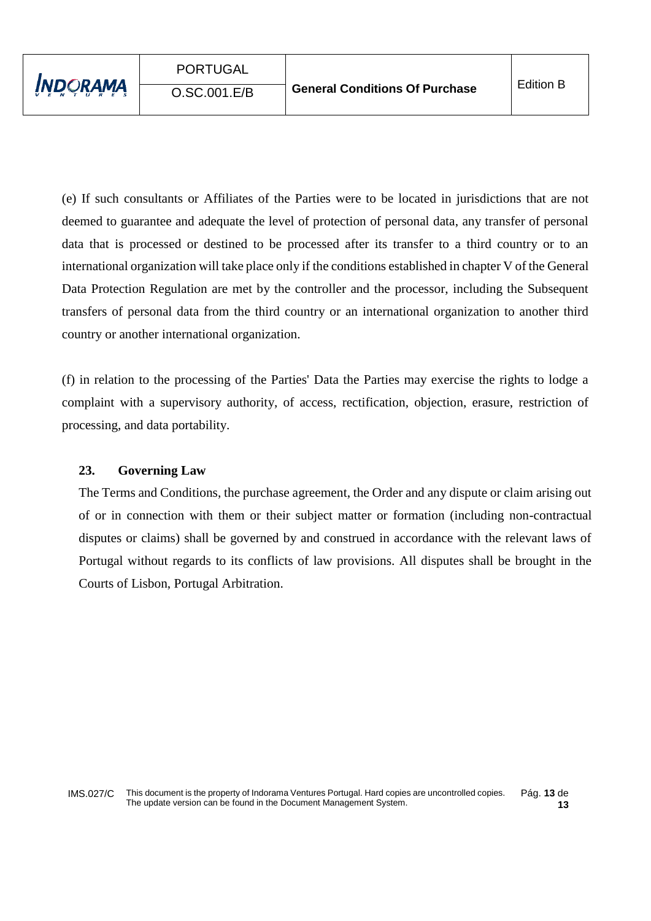(e) If such consultants or Affiliates of the Parties were to be located in jurisdictions that are not deemed to guarantee and adequate the level of protection of personal data, any transfer of personal data that is processed or destined to be processed after its transfer to a third country or to an international organization will take place only if the conditions established in chapter V of the General Data Protection Regulation are met by the controller and the processor, including the Subsequent transfers of personal data from the third country or an international organization to another third country or another international organization.

(f) in relation to the processing of the Parties' Data the Parties may exercise the rights to lodge a complaint with a supervisory authority, of access, rectification, objection, erasure, restriction of processing, and data portability.

## 23. Governing Law

The Terms and Conditions, the purchase agreement, the Order and any dispute or claim arising out of or in connection with them or their subject matter or formation (including non-contractual disputes or claims) shall be governed by and construed in accordance with the relevant laws of Portugal without regards to its conflicts of law provisions. All disputes shall be brought in the Courts of Lisbon, Portugal Arbitration.